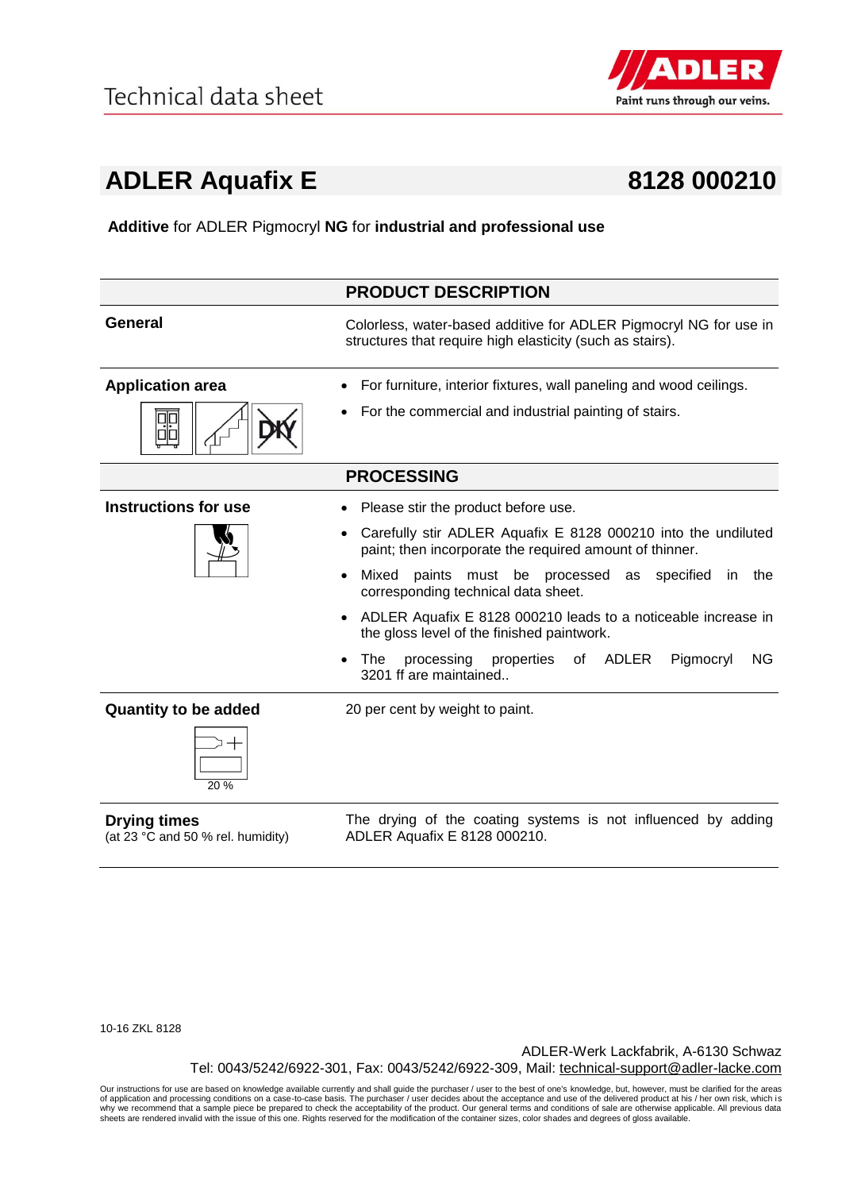Technical data sheet

# ADLER Aquafix E 8128 000210

**Additive** for ADLER Pigmocryl **NG** for **industrial and professional use**

## PRODUCT DESCRIPTION

**General**

Colorless, water-based additive for ADLER Pigmocryl NG for use in structures that require high elasticity (such as stairs).

**Application area**

- For furniture, interior fixtures, wall paneling and wood ceilings.
- For the commercial and industrial painting of stairs.

## PROCESSING

**Instructions for use**

- Please stir the product before use.
- Carefully stir ADLER Aquafix E 8128 000210 into the undiluted paint; then incorporate the required amount of thinner.
- Mixed paints must be processed as specified in the corresponding technical data sheet.
- ADLER Aquafix E 8128 000210 leads to a noticeable increase in the gloss level of the finished paintwork.
- The processing properties of ADLER Pigmocryl NG 3201 ff are maintained..

**Quantity to be added**

20 %

20 per cent by weight to paint.

**Drying times**
(at 23 °C and 50 % rel. humidity)

The drying of the coating systems is not influenced by adding ADLER Aquafix E 8128 000210.

10-16 ZKL 8128

ADLER-Werk Lackfabrik, A-6130 Schwaz
Tel: 0043/5242/6922-301, Fax: 0043/5242/6922-309, Mail: technical-support@adler-lacke.com

Our instructions for use are based on knowledge available currently and shall guide the purchaser / user to the best of one's knowledge, but, however, must be clarified for the areas of application and processing conditions on a case-to-case basis. The purchaser / user decides about the acceptance and use of the delivered product at his / her own risk, which is why we recommend that a sample piece be prepared to check the acceptability of the product. Our general terms and conditions of sale are otherwise applicable. All previous data sheets are rendered invalid with the issue of this one. Rights reserved for the modification of the container sizes, color shades and degrees of gloss available.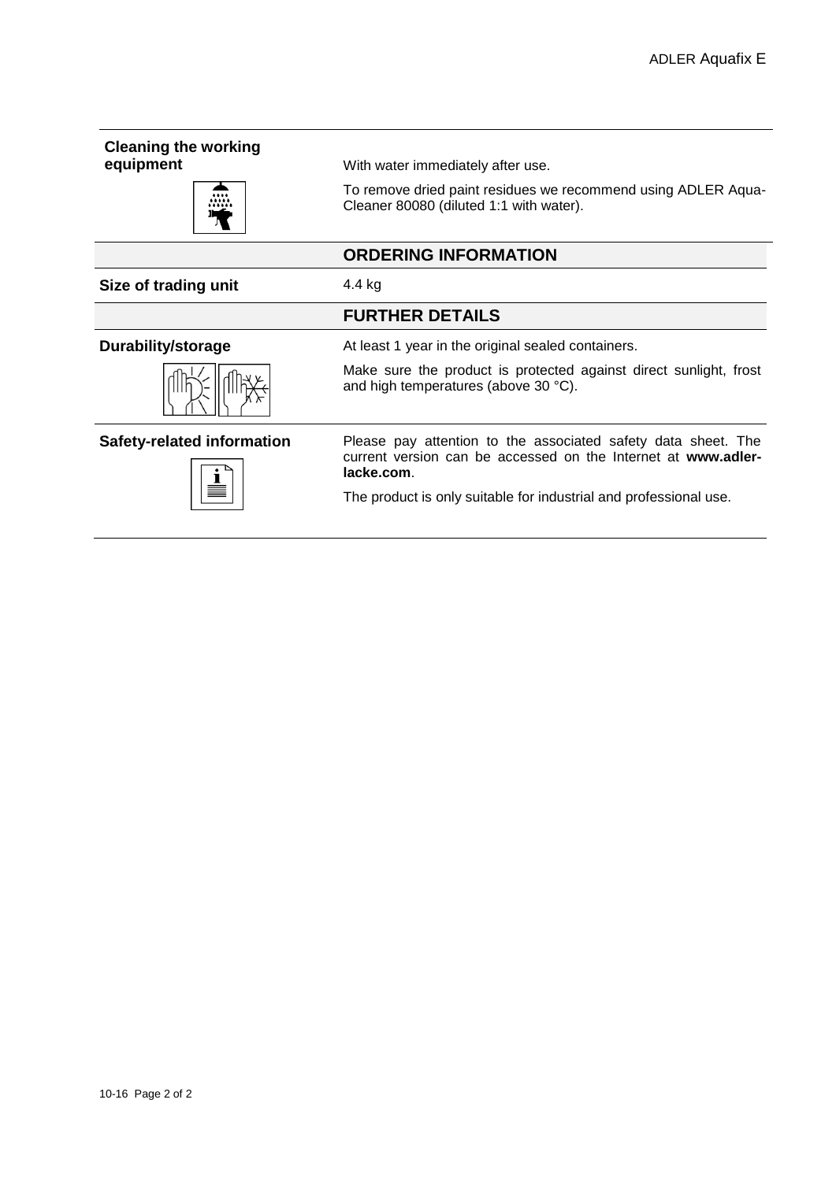**Cleaning the working equipment**

With water immediately after use.

To remove dried paint residues we recommend using ADLER Aqua-Cleaner 80080 (diluted 1:1 with water).

## ORDERING INFORMATION

**Size of trading unit**

4.4 kg

## FURTHER DETAILS

**Durability/storage**

At least 1 year in the original sealed containers.

Make sure the product is protected against direct sunlight, frost and high temperatures (above 30 °C).

**Safety-related information**

Please pay attention to the associated safety data sheet. The current version can be accessed on the Internet at **www.adler-lacke.com**.

The product is only suitable for industrial and professional use.